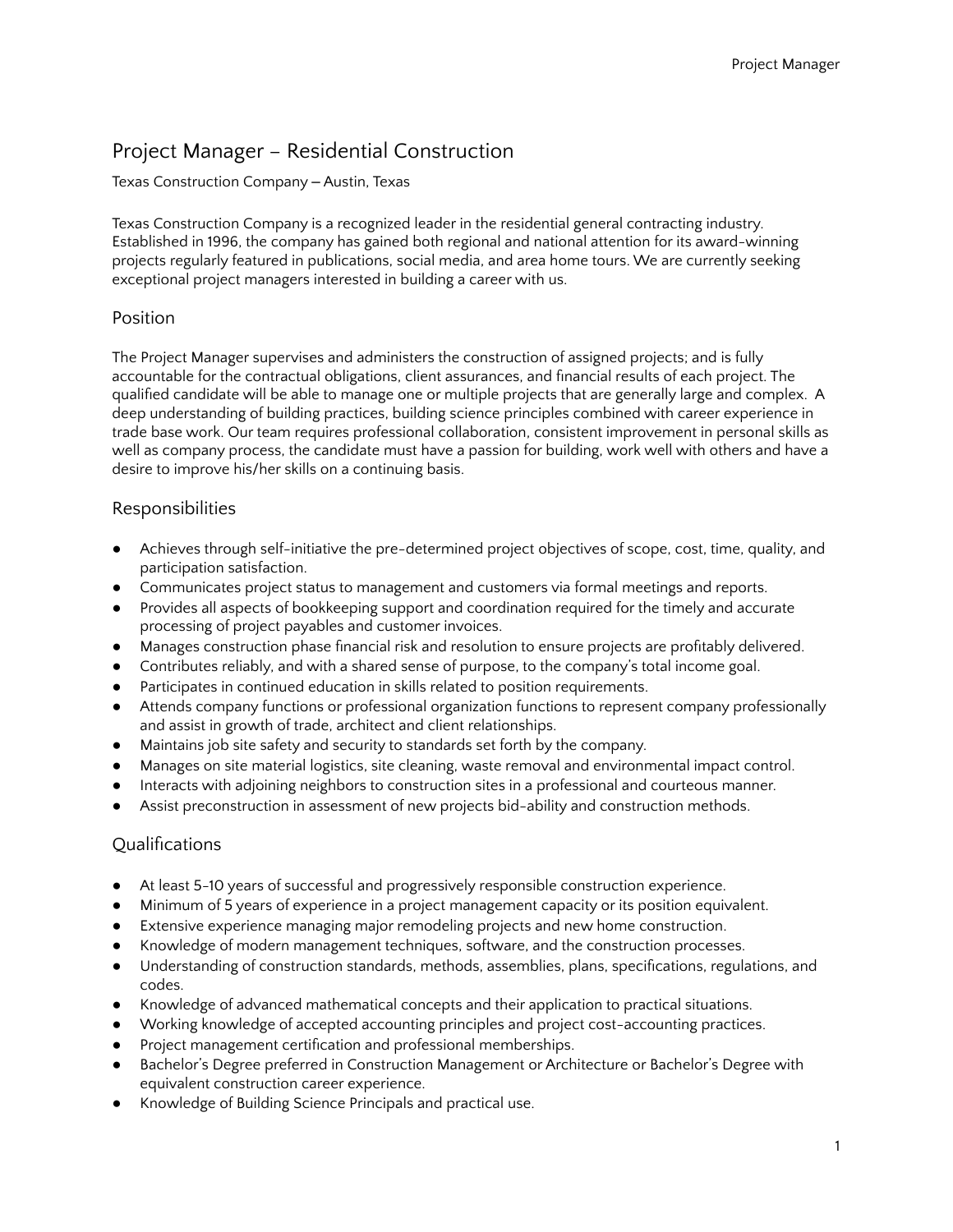# Project Manager – Residential Construction

Texas Construction Company – Austin, Texas

Texas Construction Company is a recognized leader in the residential general contracting industry. Established in 1996, the company has gained both regional and national attention for its award-winning projects regularly featured in publications, social media, and area home tours. We are currently seeking exceptional project managers interested in building a career with us.

## Position

The Project Manager supervises and administers the construction of assigned projects; and is fully accountable for the contractual obligations, client assurances, and financial results of each project. The qualified candidate will be able to manage one or multiple projects that are generally large and complex. A deep understanding of building practices, building science principles combined with career experience in trade base work. Our team requires professional collaboration, consistent improvement in personal skills as well as company process, the candidate must have a passion for building, work well with others and have a desire to improve his/her skills on a continuing basis.

## Responsibilities

- Achieves through self-initiative the pre-determined project objectives of scope, cost, time, quality, and participation satisfaction.
- Communicates project status to management and customers via formal meetings and reports.
- Provides all aspects of bookkeeping support and coordination required for the timely and accurate processing of project payables and customer invoices.
- Manages construction phase financial risk and resolution to ensure projects are profitably delivered.
- Contributes reliably, and with a shared sense of purpose, to the company's total income goal.
- Participates in continued education in skills related to position requirements.
- Attends company functions or professional organization functions to represent company professionally and assist in growth of trade, architect and client relationships.
- Maintains job site safety and security to standards set forth by the company.
- Manages on site material logistics, site cleaning, waste removal and environmental impact control.
- Interacts with adjoining neighbors to construction sites in a professional and courteous manner.
- Assist preconstruction in assessment of new projects bid-ability and construction methods.

## Qualifications

- At least 5-10 years of successful and progressively responsible construction experience.
- Minimum of 5 years of experience in a project management capacity or its position equivalent.
- Extensive experience managing major remodeling projects and new home construction.
- Knowledge of modern management techniques, software, and the construction processes.
- Understanding of construction standards, methods, assemblies, plans, specifications, regulations, and codes.
- Knowledge of advanced mathematical concepts and their application to practical situations.
- Working knowledge of accepted accounting principles and project cost-accounting practices.
- Project management certification and professional memberships.
- Bachelor's Degree preferred in Construction Management or Architecture or Bachelor's Degree with equivalent construction career experience.
- Knowledge of Building Science Principals and practical use.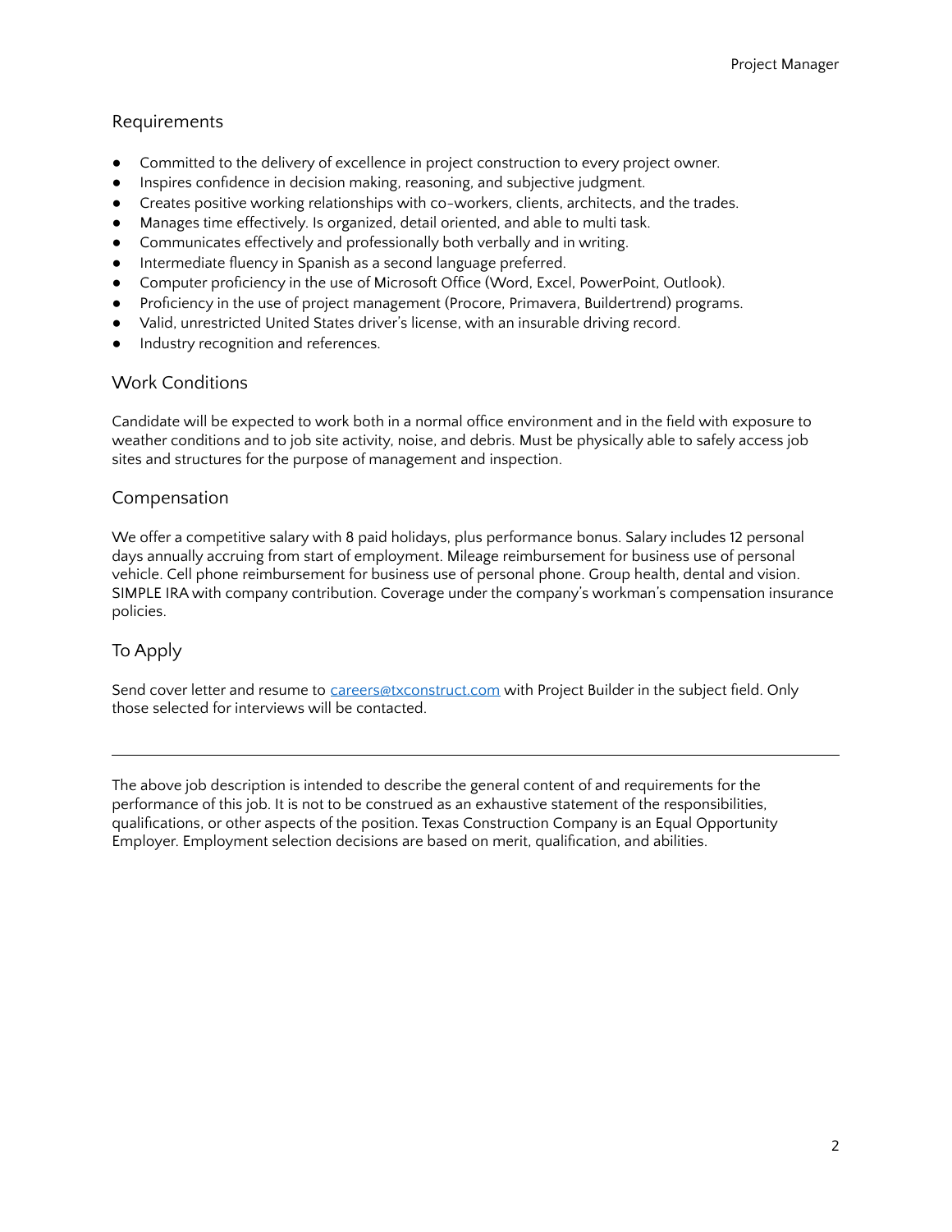## Requirements

- Committed to the delivery of excellence in project construction to every project owner.
- Inspires confidence in decision making, reasoning, and subjective judgment.
- Creates positive working relationships with co-workers, clients, architects, and the trades.
- Manages time effectively. Is organized, detail oriented, and able to multi task.
- Communicates effectively and professionally both verbally and in writing.
- Intermediate fluency in Spanish as a second language preferred.
- Computer proficiency in the use of Microsoft Office (Word, Excel, PowerPoint, Outlook).
- Proficiency in the use of project management (Procore, Primavera, Buildertrend) programs.
- Valid, unrestricted United States driver's license, with an insurable driving record.
- Industry recognition and references.

## Work Conditions

Candidate will be expected to work both in a normal office environment and in the field with exposure to weather conditions and to job site activity, noise, and debris. Must be physically able to safely access job sites and structures for the purpose of management and inspection.

## Compensation

We offer a competitive salary with 8 paid holidays, plus performance bonus. Salary includes 12 personal days annually accruing from start of employment. Mileage reimbursement for business use of personal vehicle. Cell phone reimbursement for business use of personal phone. Group health, dental and vision. SIMPLE IRA with company contribution. Coverage under the company's workman's compensation insurance policies.

## To Apply

Send cover letter and resume to [careers@txconstruct.com](mailto:careers@txconstruct.com) with Project Builder in the subject field. Only those selected for interviews will be contacted.

---

The above job description is intended to describe the general content of and requirements for the performance of this job. It is not to be construed as an exhaustive statement of the responsibilities, qualifications, or other aspects of the position. Texas Construction Company is an Equal Opportunity Employer. Employment selection decisions are based on merit, qualification, and abilities.